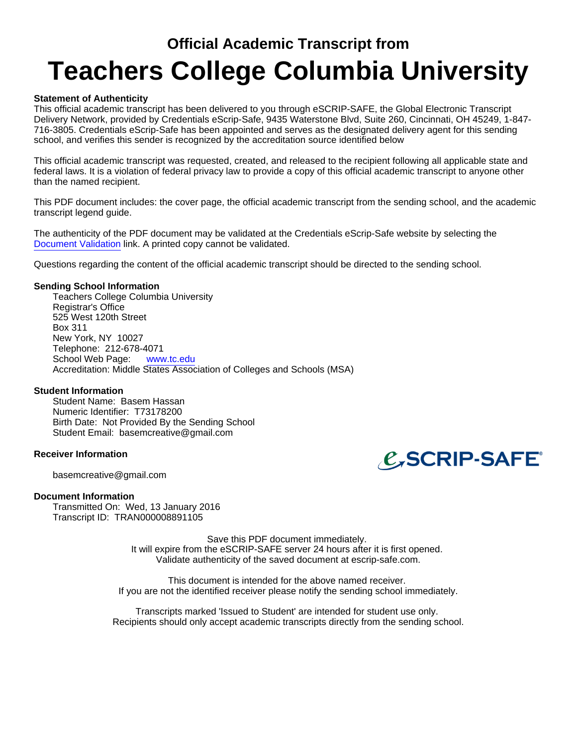# Official Academic Transcript from

# Teachers College Columbia University

**Statement of Authenticity**

This official academic transcript has been delivered to you through eSCRIP-SAFE, the Global Electronic Transcript Delivery Network, provided by Credentials eScrip-Safe, 9435 Waterstone Blvd, Suite 260, Cincinnati, OH 45249, 1-847-716-3805. Credentials eScrip-Safe has been appointed and serves as the designated delivery agent for this sending school, and verifies this sender is recognized by the accreditation source identified below

This official academic transcript was requested, created, and released to the recipient following all applicable state and federal laws. It is a violation of federal privacy law to provide a copy of this official academic transcript to anyone other than the named recipient.

This PDF document includes: the cover page, the official academic transcript from the sending school, and the academic transcript legend guide.

The authenticity of the PDF document may be validated at the Credentials eScrip-Safe website by selecting the Document Validation link. A printed copy cannot be validated.

Questions regarding the content of the official academic transcript should be directed to the sending school.

**Sending School Information**

Teachers College Columbia University
Registrar's Office
525 West 120th Street
Box 311
New York, NY 10027
Telephone: 212-678-4071
School Web Page: www.tc.edu
Accreditation: Middle States Association of Colleges and Schools (MSA)

**Student Information**

Student Name: Basem Hassan
Numeric Identifier: T73178200
Birth Date: Not Provided By the Sending School
Student Email: basemcreative@gmail.com

**Receiver Information**

basemcreative@gmail.com

eSCRIP-SAFE®

**Document Information**

Transmitted On: Wed, 13 January 2016
Transcript ID: TRAN000008891105

Save this PDF document immediately.
It will expire from the eSCRIP-SAFE server 24 hours after it is first opened.
Validate authenticity of the saved document at escrip-safe.com.

This document is intended for the above named receiver.
If you are not the identified receiver please notify the sending school immediately.

Transcripts marked 'Issued to Student' are intended for student use only.
Recipients should only accept academic transcripts directly from the sending school.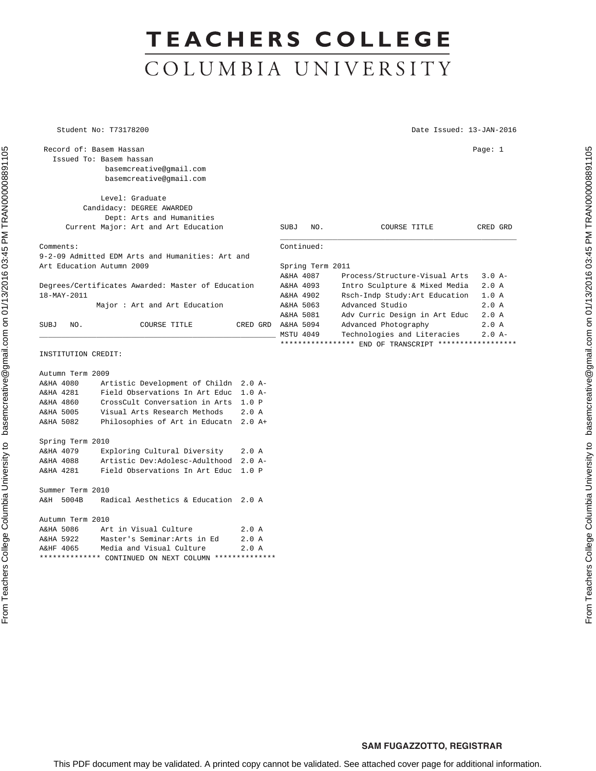# TEACHERS COLLEGE
## COLUMBIA UNIVERSITY

Student No: T73178200

Date Issued: 13-JAN-2016

Record of: Basem Hassan

Issued To: Basem hassan
basemcreative@gmail.com
basemcreative@gmail.com

Level: Graduate
Candidacy: DEGREE AWARDED
Dept: Arts and Humanities
Current Major: Art and Art Education

Comments:
9-2-09 Admitted EDM Arts and Humanities: Art and Art Education Autumn 2009

Degrees/Certificates Awarded: Master of Education
18-MAY-2011
Major : Art and Art Education

INSTITUTION CREDIT:

| SUBJ NO. | COURSE TITLE | CRED | GRD |
|---|---|---|---|
| **Autumn Term 2009** | | | |
| A&HA 4080 | Artistic Development of Childn | 2.0 | A- |
| A&HA 4281 | Field Observations In Art Educ | 1.0 | A- |
| A&HA 4860 | CrossCult Conversation in Arts | 1.0 | P |
| A&HA 5005 | Visual Arts Research Methods | 2.0 | A |
| A&HA 5082 | Philosophies of Art in Educatn | 2.0 | A+ |
| **Spring Term 2010** | | | |
| A&HA 4079 | Exploring Cultural Diversity | 2.0 | A |
| A&HA 4088 | Artistic Dev:Adolesc-Adulthood | 2.0 | A- |
| A&HA 4281 | Field Observations In Art Educ | 1.0 | P |
| **Summer Term 2010** | | | |
| A&H 5004B | Radical Aesthetics & Education | 2.0 | A |
| **Autumn Term 2010** | | | |
| A&HA 5086 | Art in Visual Culture | 2.0 | A |
| A&HA 5922 | Master's Seminar:Arts in Ed | 2.0 | A |
| A&HF 4065 | Media and Visual Culture | 2.0 | A |

************** CONTINUED ON NEXT COLUMN **************

Continued:

| SUBJ NO. | COURSE TITLE | CRED | GRD |
|---|---|---|---|
| **Spring Term 2011** | | | |
| A&HA 4087 | Process/Structure-Visual Arts | 3.0 | A- |
| A&HA 4093 | Intro Sculpture & Mixed Media | 2.0 | A |
| A&HA 4902 | Rsch-Indp Study:Art Education | 1.0 | A |
| A&HA 5063 | Advanced Studio | 2.0 | A |
| A&HA 5081 | Adv Curric Design in Art Educ | 2.0 | A |
| A&HA 5094 | Advanced Photography | 2.0 | A |
| MSTU 4049 | Technologies and Literacies | 2.0 | A- |

**************** END OF TRANSCRIPT *****************

**SAM FUGAZZOTTO, REGISTRAR**

This PDF document may be validated. A printed copy cannot be validated. See attached cover page for additional information.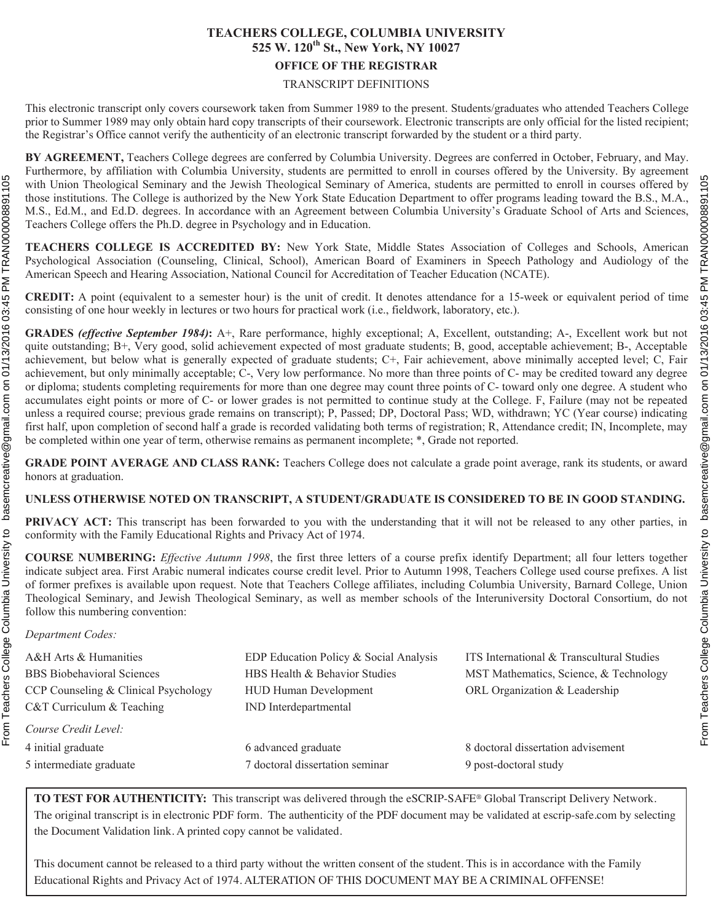# TEACHERS COLLEGE, COLUMBIA UNIVERSITY
## 525 W. 120th St., New York, NY 10027
### OFFICE OF THE REGISTRAR

TRANSCRIPT DEFINITIONS

This electronic transcript only covers coursework taken from Summer 1989 to the present. Students/graduates who attended Teachers College prior to Summer 1989 may only obtain hard copy transcripts of their coursework. Electronic transcripts are only official for the listed recipient; the Registrar's Office cannot verify the authenticity of an electronic transcript forwarded by the student or a third party.

**BY AGREEMENT,** Teachers College degrees are conferred by Columbia University. Degrees are conferred in October, February, and May. Furthermore, by affiliation with Columbia University, students are permitted to enroll in courses offered by the University. By agreement with Union Theological Seminary and the Jewish Theological Seminary of America, students are permitted to enroll in courses offered by those institutions. The College is authorized by the New York State Education Department to offer programs leading toward the B.S., M.A., M.S., Ed.M., and Ed.D. degrees. In accordance with an Agreement between Columbia University's Graduate School of Arts and Sciences, Teachers College offers the Ph.D. degree in Psychology and in Education.

**TEACHERS COLLEGE IS ACCREDITED BY:** New York State, Middle States Association of Colleges and Schools, American Psychological Association (Counseling, Clinical, School), American Board of Examiners in Speech Pathology and Audiology of the American Speech and Hearing Association, National Council for Accreditation of Teacher Education (NCATE).

**CREDIT:** A point (equivalent to a semester hour) is the unit of credit. It denotes attendance for a 15-week or equivalent period of time consisting of one hour weekly in lectures or two hours for practical work (i.e., fieldwork, laboratory, etc.).

**GRADES** ***(effective September 1984)*****:** A+, Rare performance, highly exceptional; A, Excellent, outstanding; A-, Excellent work but not quite outstanding; B+, Very good, solid achievement expected of most graduate students; B, good, acceptable achievement; B-, Acceptable achievement, but below what is generally expected of graduate students; C+, Fair achievement, above minimally accepted level; C, Fair achievement, but only minimally acceptable; C-, Very low performance. No more than three points of C- may be credited toward any degree or diploma; students completing requirements for more than one degree may count three points of C- toward only one degree. A student who accumulates eight points or more of C- or lower grades is not permitted to continue study at the College. F, Failure (may not be repeated unless a required course; previous grade remains on transcript); P, Passed; DP, Doctoral Pass; WD, withdrawn; YC (Year course) indicating first half, upon completion of second half a grade is recorded validating both terms of registration; R, Attendance credit; IN, Incomplete, may be completed within one year of term, otherwise remains as permanent incomplete; *, Grade not reported.

**GRADE POINT AVERAGE AND CLASS RANK:** Teachers College does not calculate a grade point average, rank its students, or award honors at graduation.

**UNLESS OTHERWISE NOTED ON TRANSCRIPT, A STUDENT/GRADUATE IS CONSIDERED TO BE IN GOOD STANDING.**

**PRIVACY ACT:** This transcript has been forwarded to you with the understanding that it will not be released to any other parties, in conformity with the Family Educational Rights and Privacy Act of 1974.

**COURSE NUMBERING:** *Effective Autumn 1998*, the first three letters of a course prefix identify Department; all four letters together indicate subject area. First Arabic numeral indicates course credit level. Prior to Autumn 1998, Teachers College used course prefixes. A list of former prefixes is available upon request. Note that Teachers College affiliates, including Columbia University, Barnard College, Union Theological Seminary, and Jewish Theological Seminary, as well as member schools of the Interuniversity Doctoral Consortium, do not follow this numbering convention:

*Department Codes:*

| | | |
|---|---|---|
| A&H Arts & Humanities | EDP Education Policy & Social Analysis | ITS International & Transcultural Studies |
| BBS Biobehavioral Sciences | HBS Health & Behavior Studies | MST Mathematics, Science, & Technology |
| CCP Counseling & Clinical Psychology | HUD Human Development | ORL Organization & Leadership |
| C&T Curriculum & Teaching | IND Interdepartmental | |

*Course Credit Level:*

| | | |
|---|---|---|
| 4 initial graduate | 6 advanced graduate | 8 doctoral dissertation advisement |
| 5 intermediate graduate | 7 doctoral dissertation seminar | 9 post-doctoral study |

**TO TEST FOR AUTHENTICITY:** This transcript was delivered through the eSCRIP-SAFE® Global Transcript Delivery Network. The original transcript is in electronic PDF form. The authenticity of the PDF document may be validated at escrip-safe.com by selecting the Document Validation link. A printed copy cannot be validated.

This document cannot be released to a third party without the written consent of the student. This is in accordance with the Family Educational Rights and Privacy Act of 1974. ALTERATION OF THIS DOCUMENT MAY BE A CRIMINAL OFFENSE!